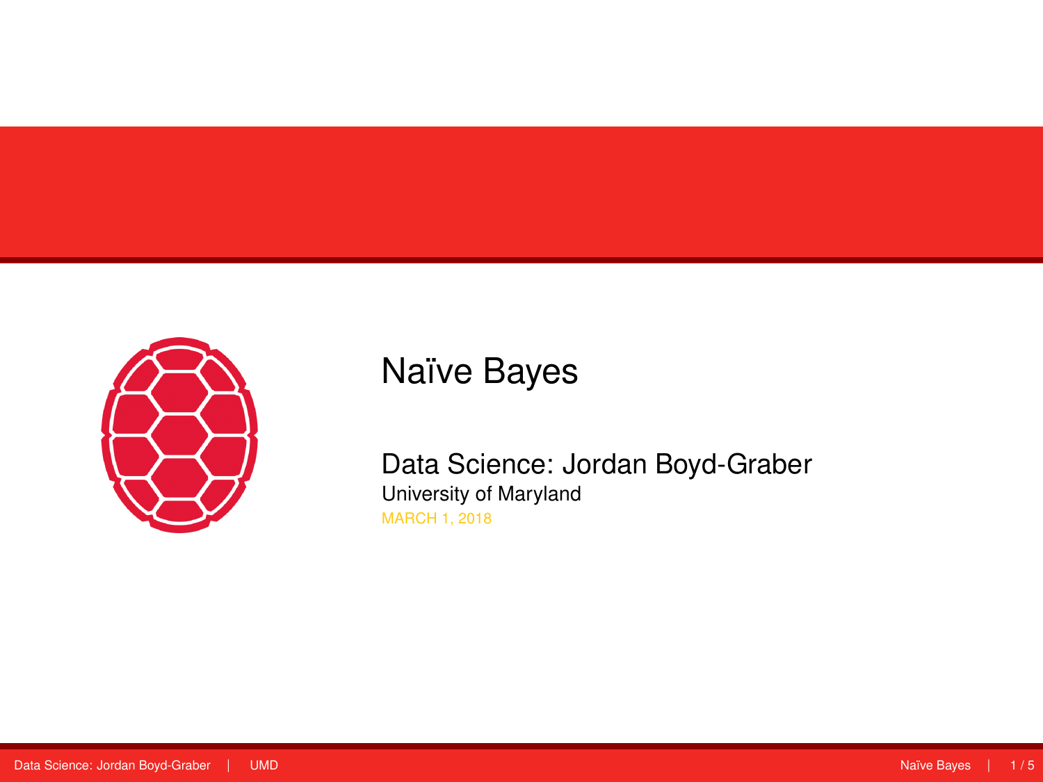# Naïve Bayes

Data Science: Jordan Boyd-Graber

University of Maryland

MARCH 1, 2018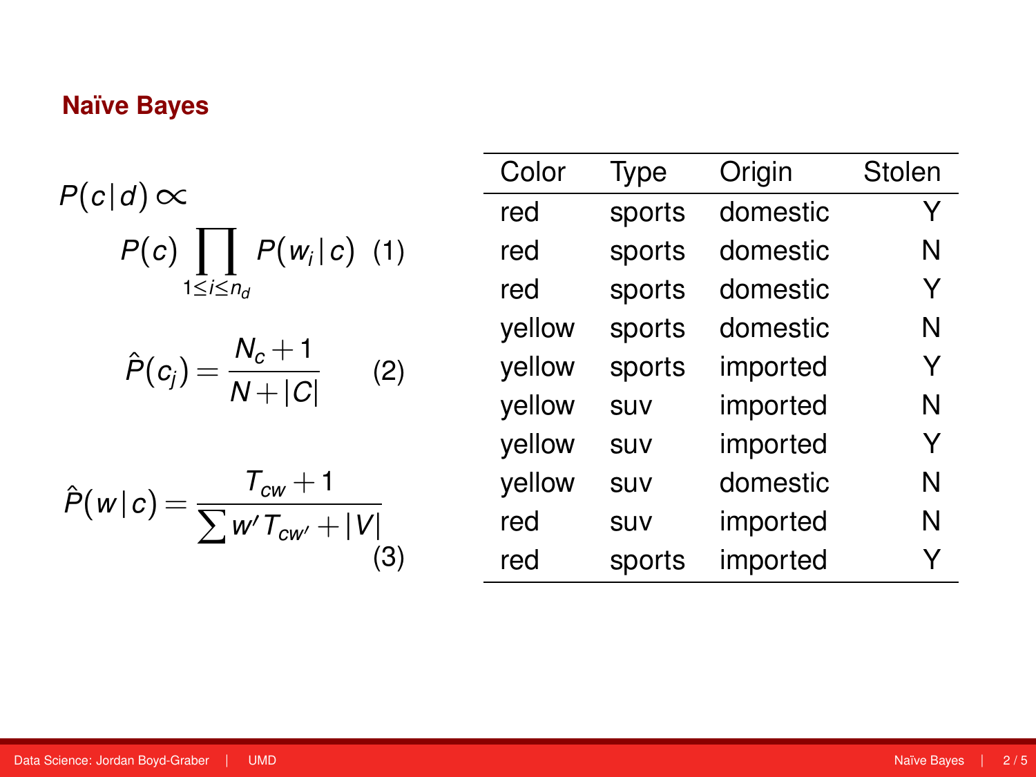## Naïve Bayes

$$P(c|d) \propto P(c) \prod_{1 \leq i \leq n_d} P(w_i | c) \quad (1)$$

$$\hat{P}(c_j) = \frac{N_c + 1}{N + |C|} \quad (2)$$

$$\hat{P}(w|c) = \frac{T_{cw} + 1}{\sum w' T_{cw'} + |V|} \quad (3)$$

| Color | Type | Origin | Stolen |
|---|---|---|---|
| red | sports | domestic | Y |
| red | sports | domestic | N |
| red | sports | domestic | Y |
| yellow | sports | domestic | N |
| yellow | sports | imported | Y |
| yellow | suv | imported | N |
| yellow | suv | imported | Y |
| yellow | suv | domestic | N |
| red | suv | imported | N |
| red | sports | imported | Y |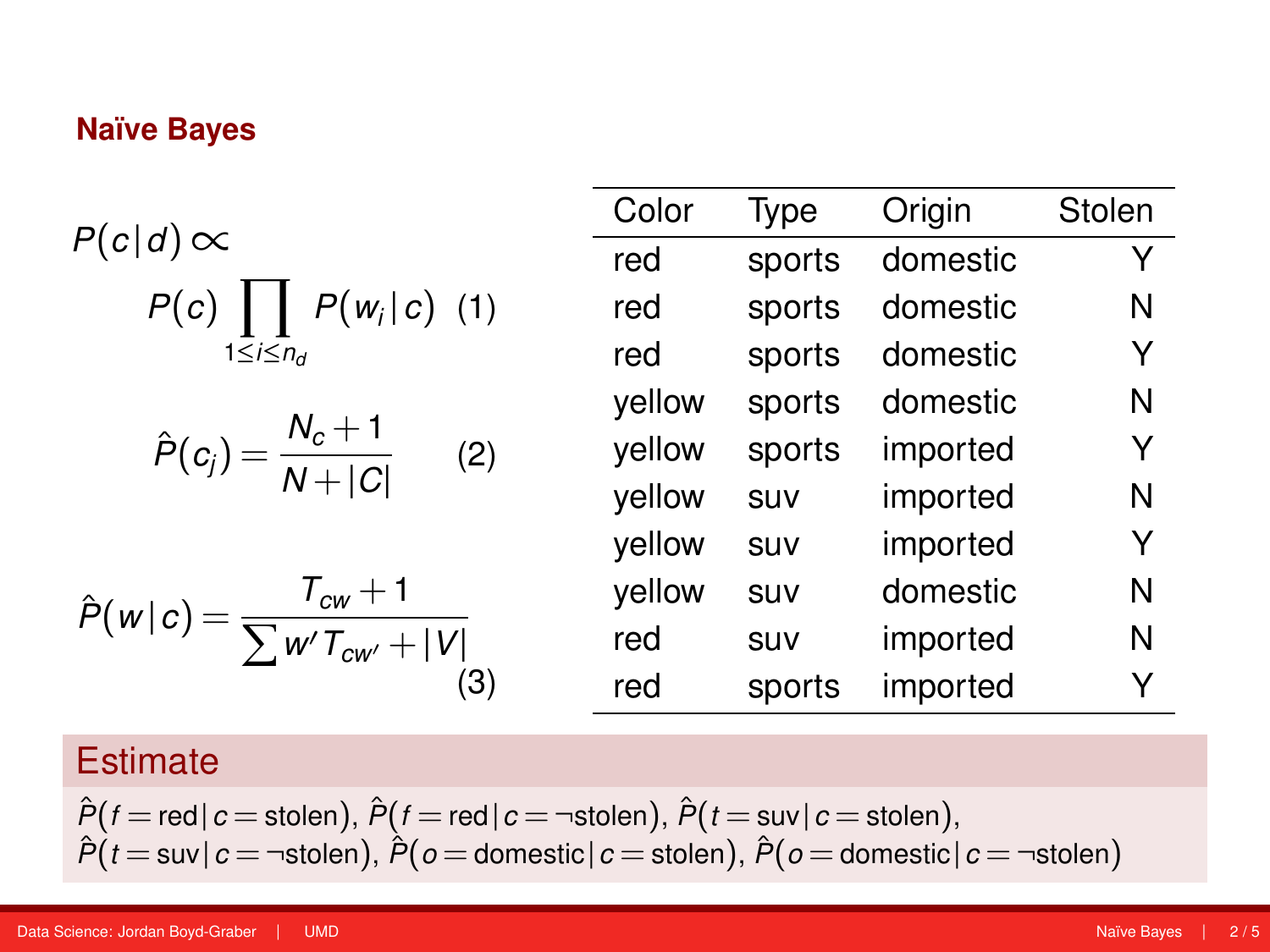## Naïve Bayes

$$P(c|d) \propto P(c) \prod_{1 \leq i \leq n_d} P(w_i | c) \quad (1)$$

$$\hat{P}(c_j) = \frac{N_c + 1}{N + |C|} \quad (2)$$

$$\hat{P}(w|c) = \frac{T_{cw} + 1}{\sum w' T_{cw'} + |V|} \quad (3)$$

| Color | Type | Origin | Stolen |
|---|---|---|---|
| red | sports | domestic | Y |
| red | sports | domestic | N |
| red | sports | domestic | Y |
| yellow | sports | domestic | N |
| yellow | sports | imported | Y |
| yellow | suv | imported | N |
| yellow | suv | imported | Y |
| yellow | suv | domestic | N |
| red | suv | imported | N |
| red | sports | imported | Y |

### Estimate

$\hat{P}(f = \text{red} | c = \text{stolen})$, $\hat{P}(f = \text{red} | c = \neg\text{stolen})$, $\hat{P}(t = \text{suv} | c = \text{stolen})$, $\hat{P}(t = \text{suv} | c = \neg\text{stolen})$, $\hat{P}(o = \text{domestic} | c = \text{stolen})$, $\hat{P}(o = \text{domestic} | c = \neg\text{stolen})$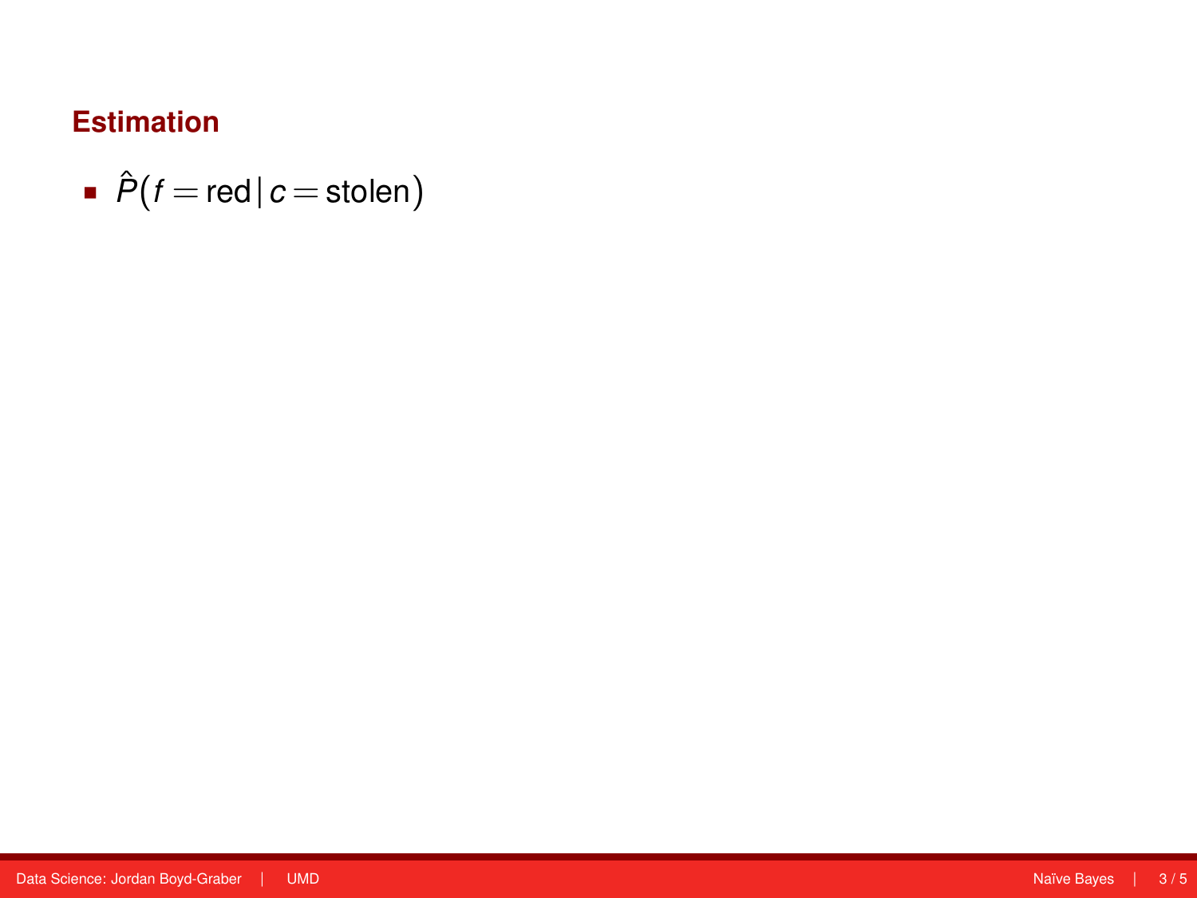## Estimation

- $\hat{P}(f = \text{red} \,|\, c = \text{stolen})$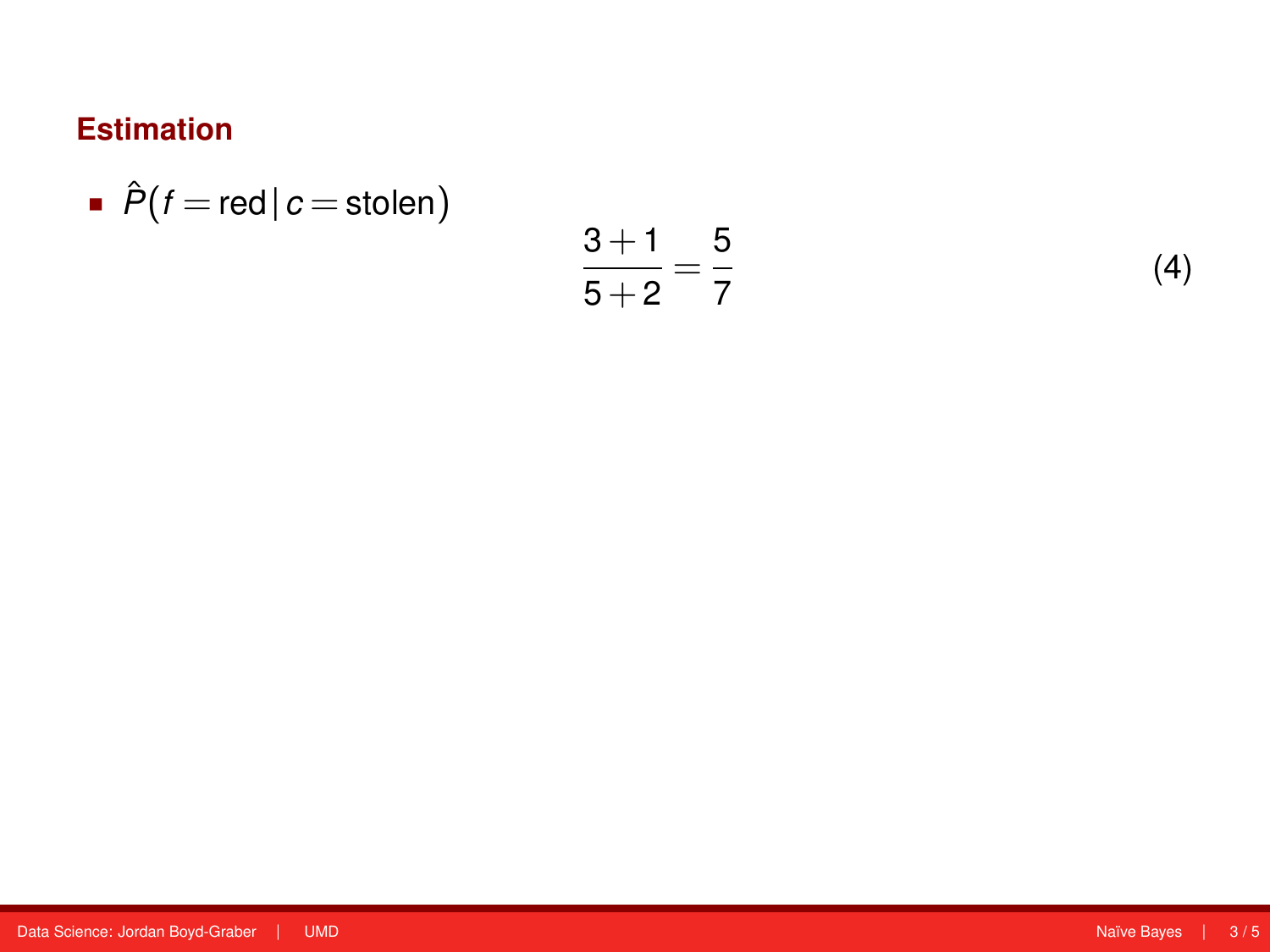## Estimation

- $\hat{P}(f = \text{red} \,|\, c = \text{stolen})$

$$\frac{3+1}{5+2} = \frac{5}{7} \tag{4}$$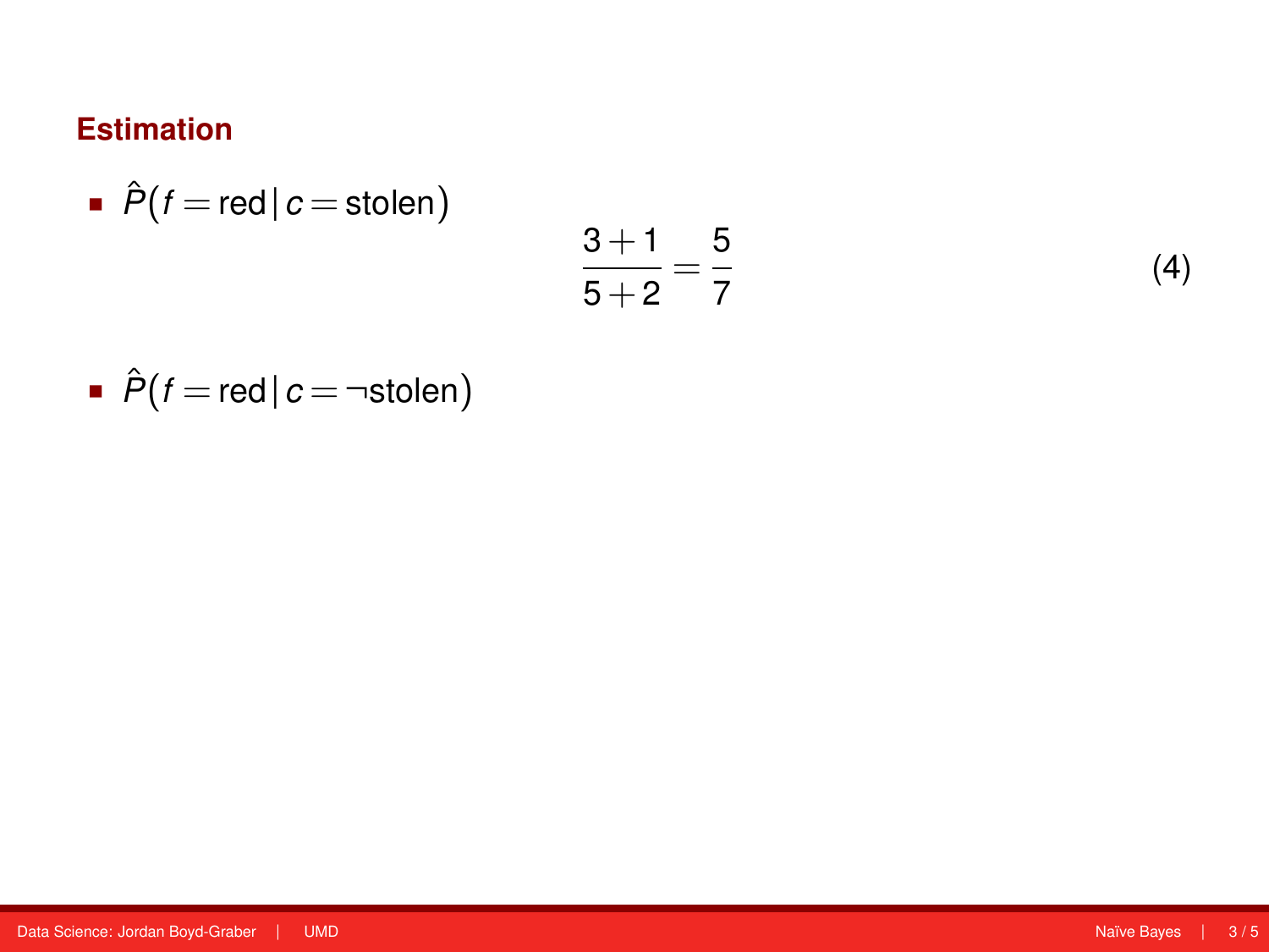## Estimation

- $\hat{P}(f = \text{red} \,|\, c = \text{stolen})$

$$\frac{3+1}{5+2} = \frac{5}{7} \tag{4}$$

- $\hat{P}(f = \text{red} \,|\, c = \neg\text{stolen})$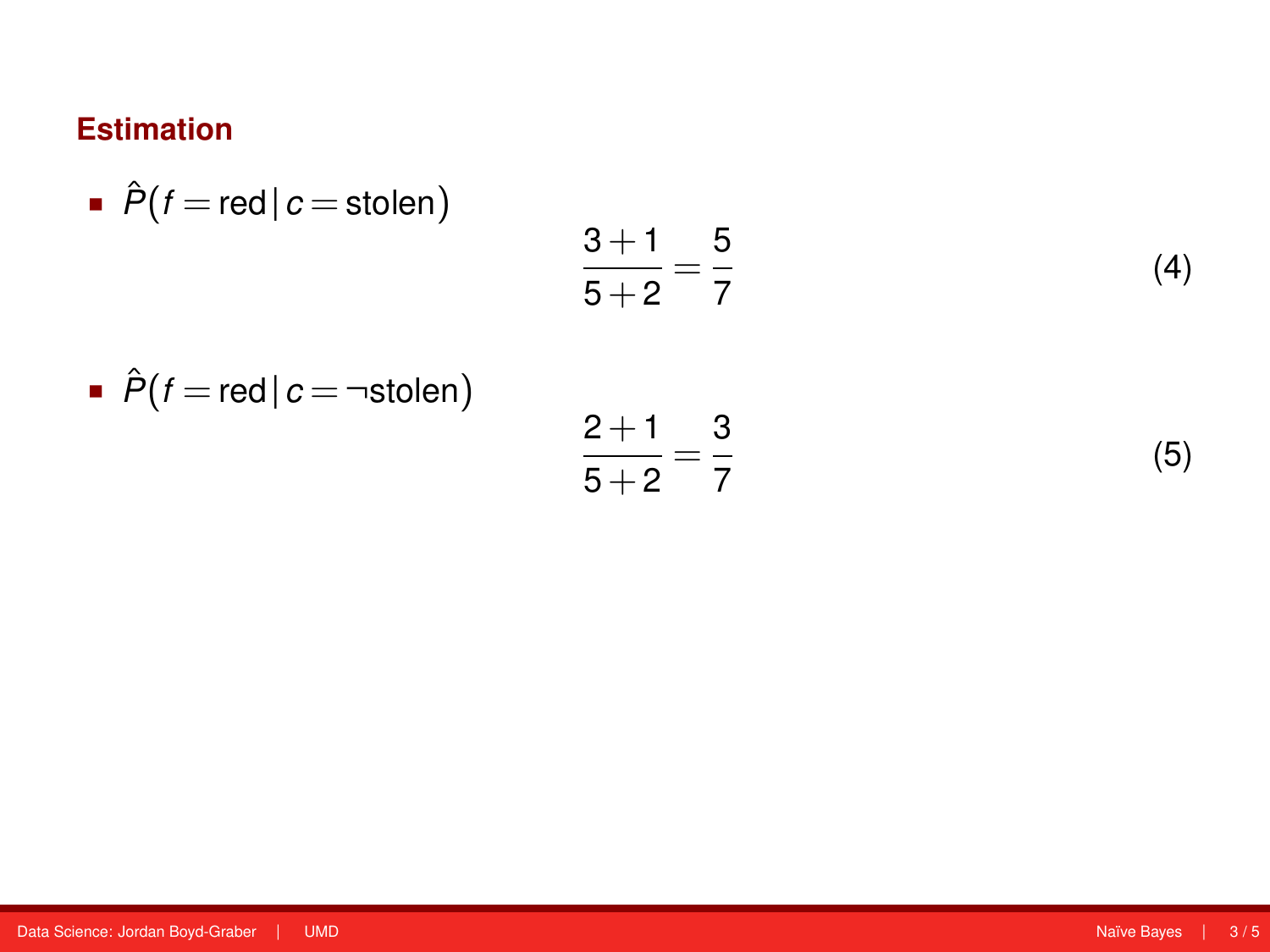## Estimation

- $\hat{P}(f = \text{red} \,|\, c = \text{stolen})$

$$\frac{3+1}{5+2} = \frac{5}{7} \tag{4}$$

- $\hat{P}(f = \text{red} \,|\, c = \neg\text{stolen})$

$$\frac{2+1}{5+2} = \frac{3}{7} \tag{5}$$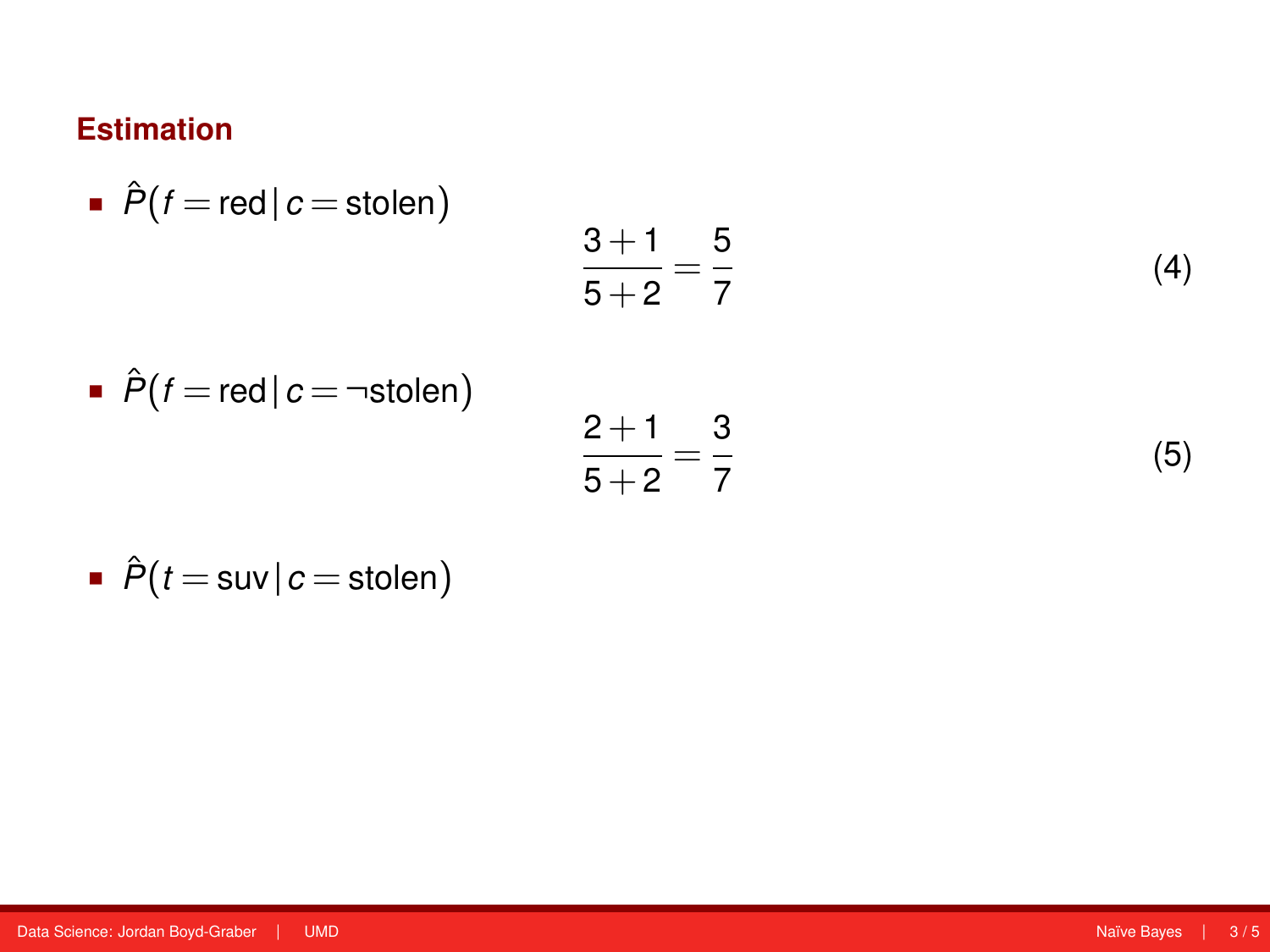## Estimation

- $\hat{P}(f = \text{red} \,|\, c = \text{stolen})$

$$\frac{3+1}{5+2} = \frac{5}{7} \tag{4}$$

- $\hat{P}(f = \text{red} \,|\, c = \neg\text{stolen})$

$$\frac{2+1}{5+2} = \frac{3}{7} \tag{5}$$

- $\hat{P}(t = \text{suv} \,|\, c = \text{stolen})$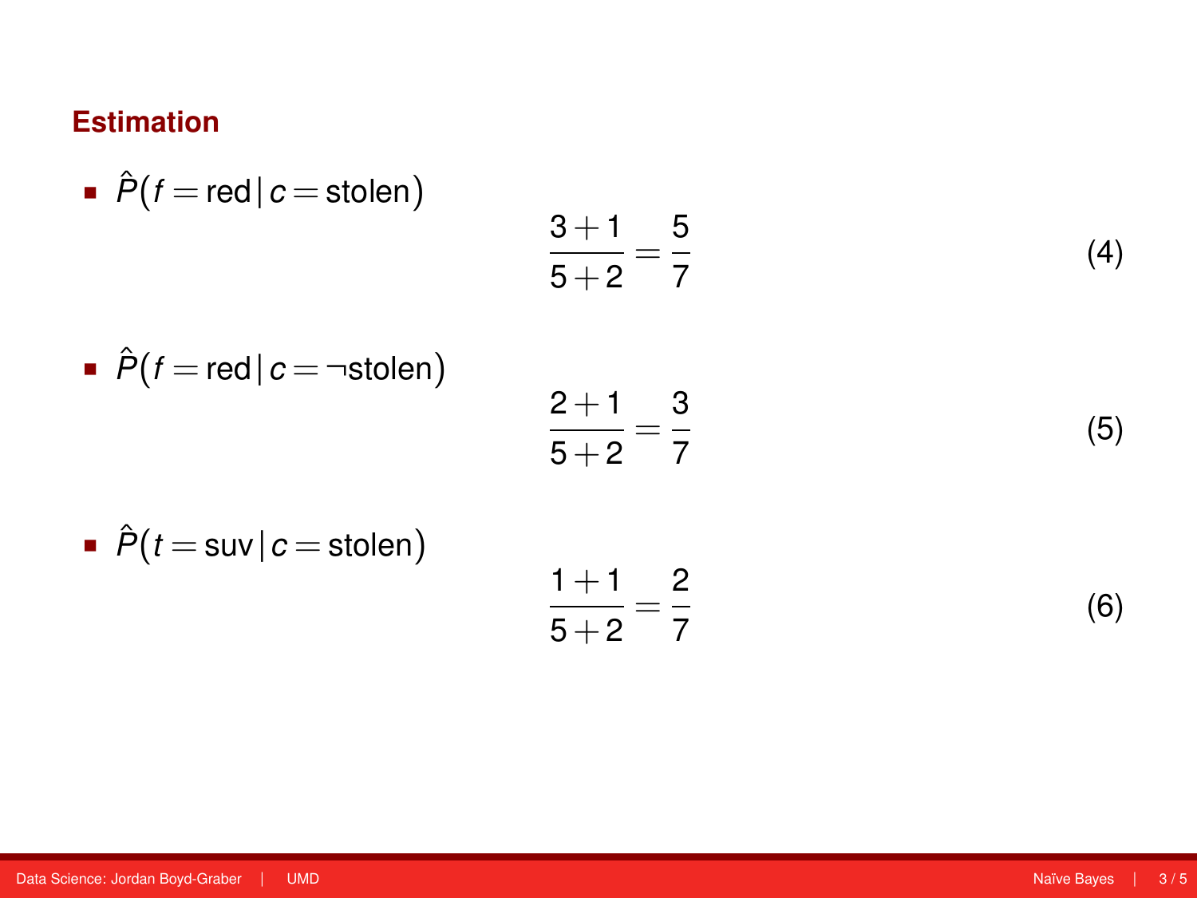## Estimation

- $\hat{P}(f = \text{red} \,|\, c = \text{stolen})$

$$\frac{3+1}{5+2} = \frac{5}{7} \tag{4}$$

- $\hat{P}(f = \text{red} \,|\, c = \neg\text{stolen})$

$$\frac{2+1}{5+2} = \frac{3}{7} \tag{5}$$

- $\hat{P}(t = \text{suv} \,|\, c = \text{stolen})$

$$\frac{1+1}{5+2} = \frac{2}{7} \tag{6}$$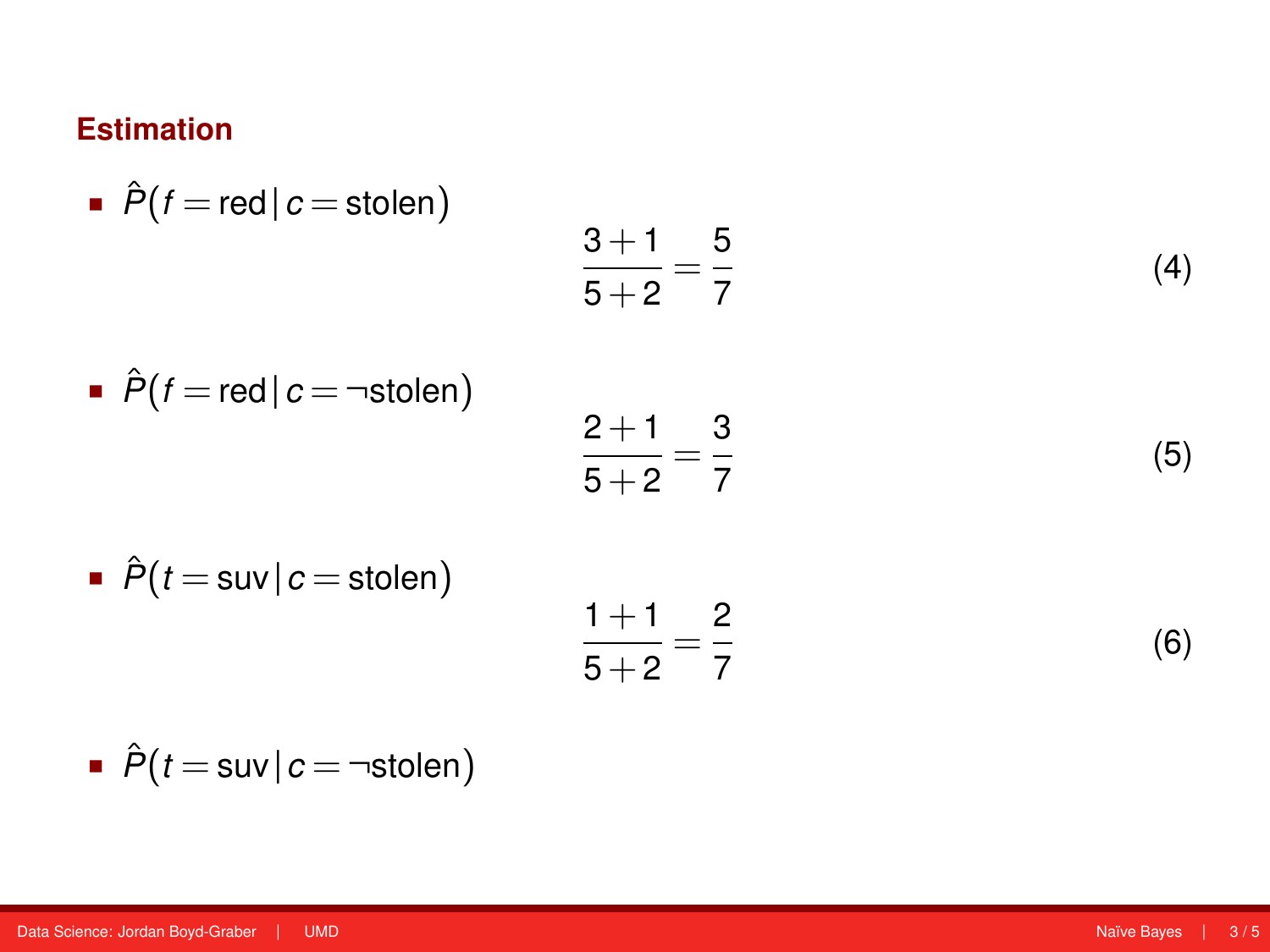### Estimation

- $\hat{P}(f = \text{red} \,|\, c = \text{stolen})$

$$\frac{3+1}{5+2} = \frac{5}{7} \tag{4}$$

- $\hat{P}(f = \text{red} \,|\, c = \neg\text{stolen})$

$$\frac{2+1}{5+2} = \frac{3}{7} \tag{5}$$

- $\hat{P}(t = \text{suv} \,|\, c = \text{stolen})$

$$\frac{1+1}{5+2} = \frac{2}{7} \tag{6}$$

- $\hat{P}(t = \text{suv} \,|\, c = \neg\text{stolen})$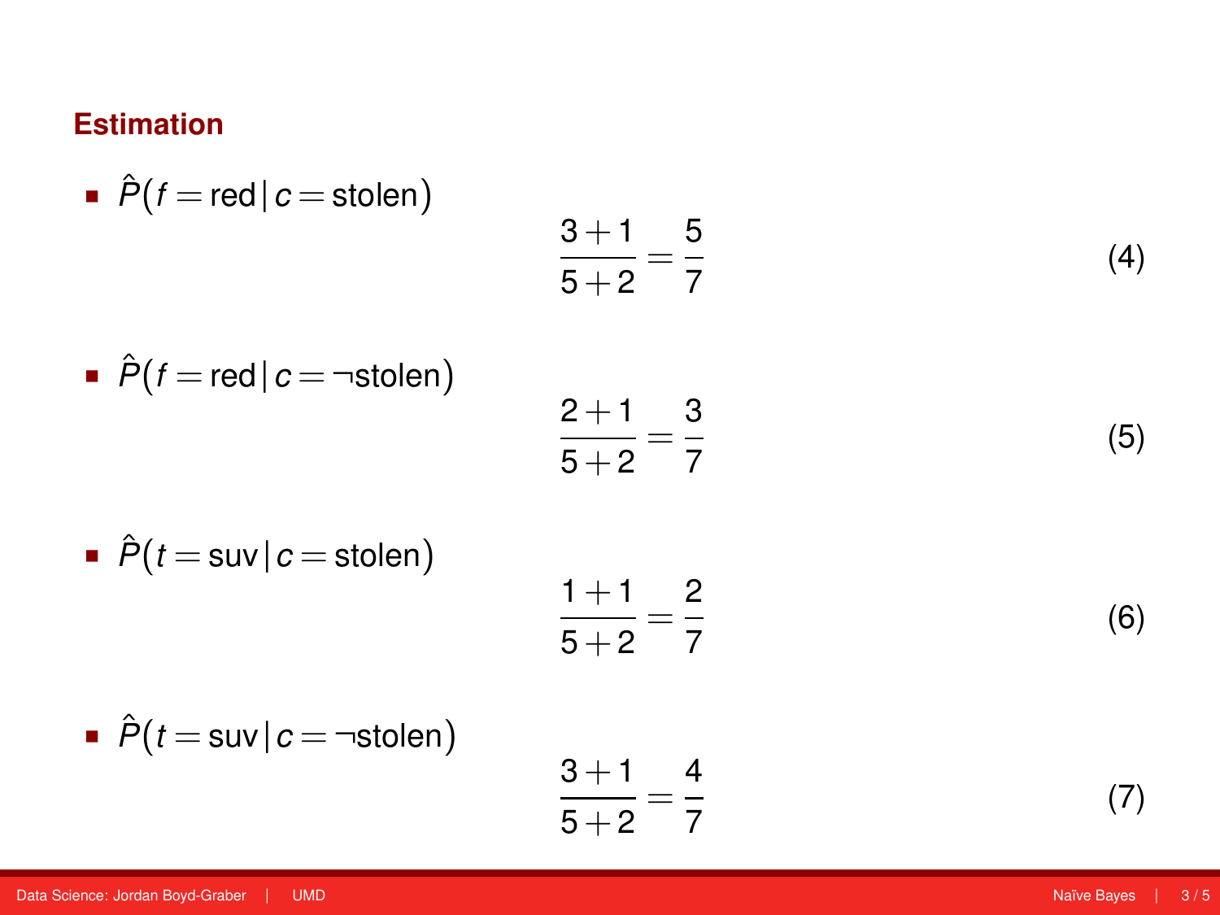## Estimation

- $\hat{P}(f = \text{red} \,|\, c = \text{stolen})$

$$\frac{3+1}{5+2} = \frac{5}{7} \tag{4}$$

- $\hat{P}(f = \text{red} \,|\, c = \neg\text{stolen})$

$$\frac{2+1}{5+2} = \frac{3}{7} \tag{5}$$

- $\hat{P}(t = \text{suv} \,|\, c = \text{stolen})$

$$\frac{1+1}{5+2} = \frac{2}{7} \tag{6}$$

- $\hat{P}(t = \text{suv} \,|\, c = \neg\text{stolen})$

$$\frac{3+1}{5+2} = \frac{4}{7} \tag{7}$$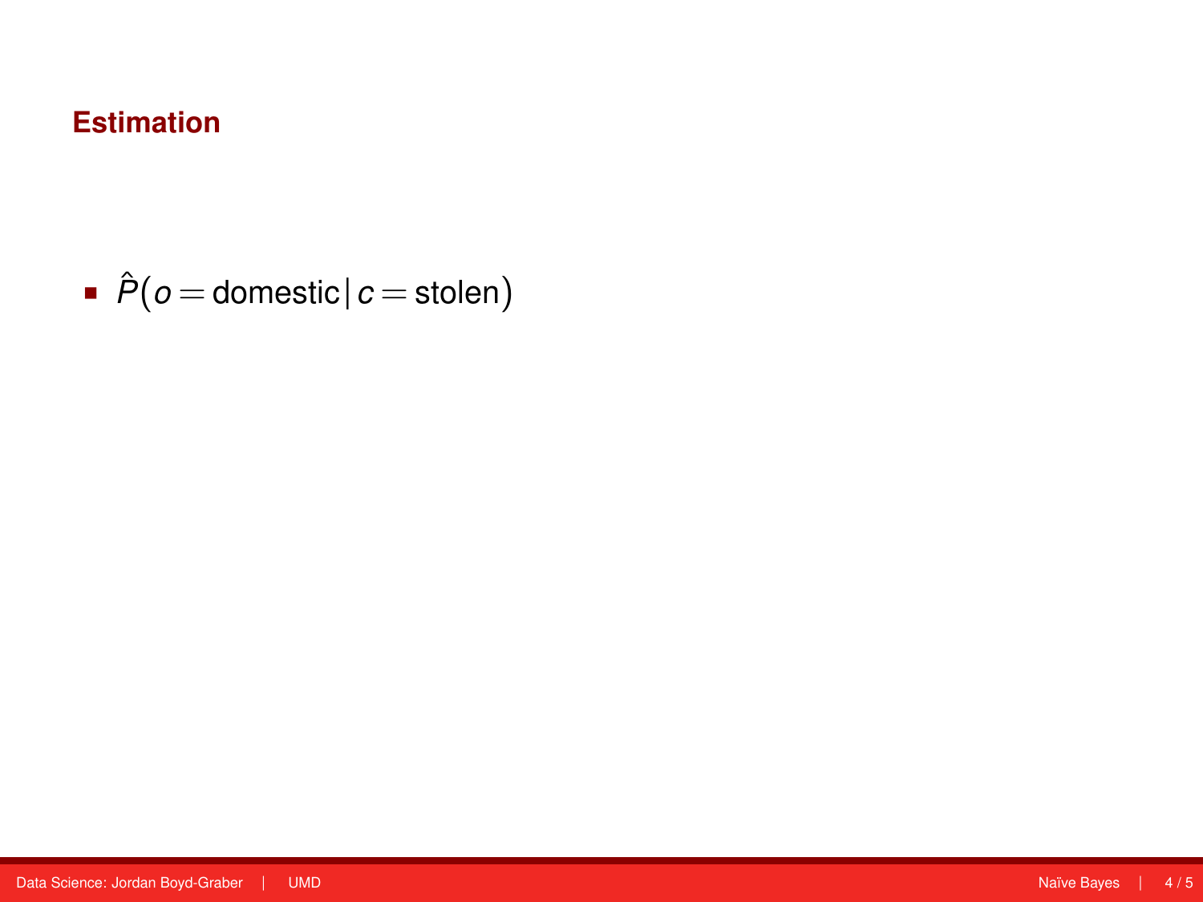## Estimation

- $\hat{P}(o = \text{domestic} \,|\, c = \text{stolen})$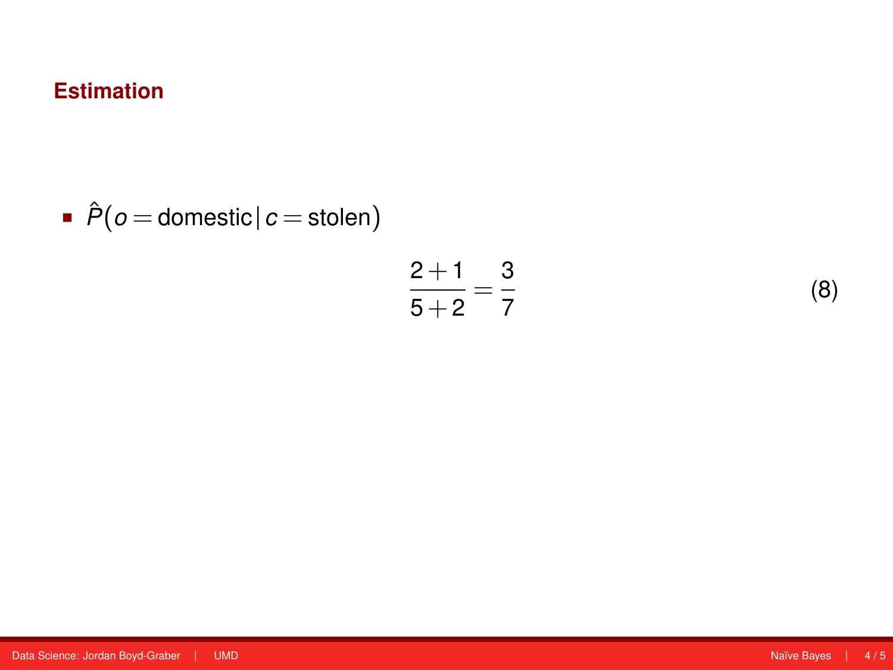## Estimation

- $\hat{P}(o = \text{domestic} \,|\, c = \text{stolen})$

$$\frac{2+1}{5+2} = \frac{3}{7} \tag{8}$$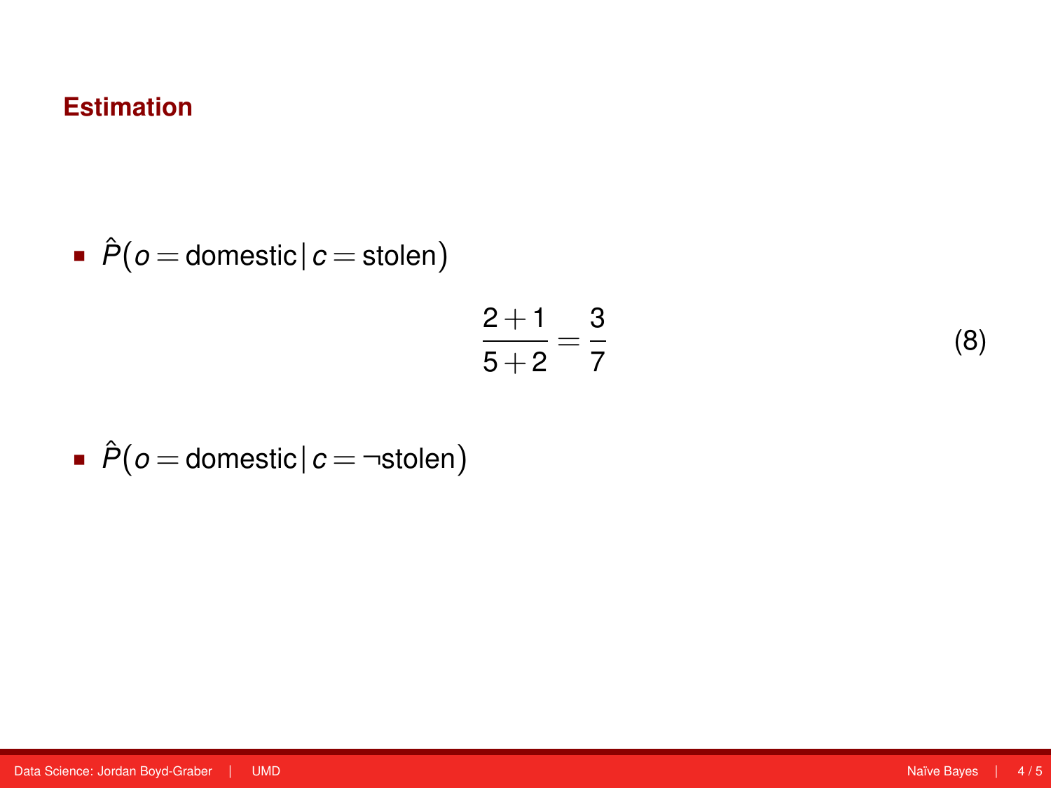# Estimation

- $\hat{P}(o = \text{domestic} \,|\, c = \text{stolen})$

$$\frac{2+1}{5+2} = \frac{3}{7} \tag{8}$$

- $\hat{P}(o = \text{domestic} \,|\, c = \neg\text{stolen})$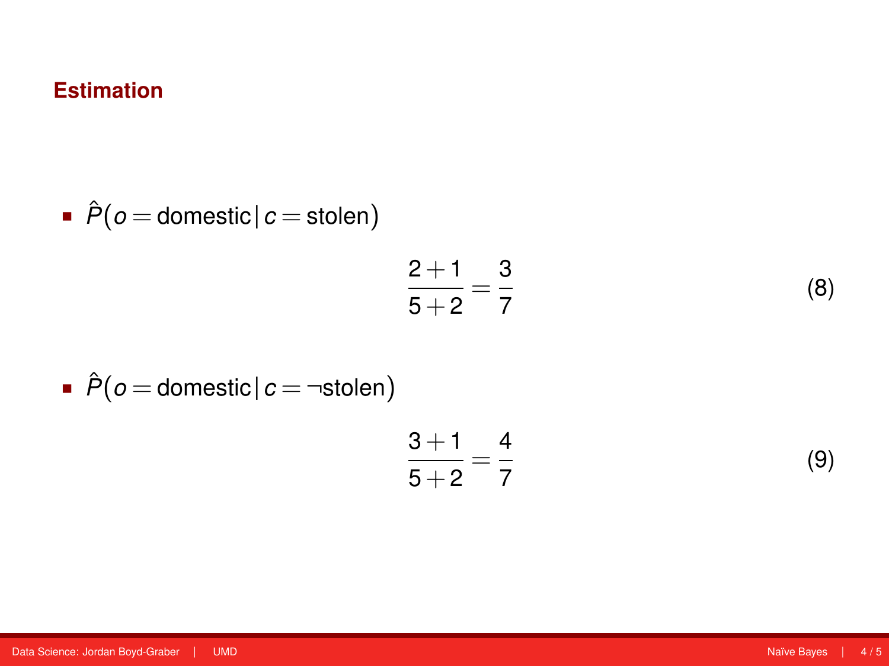## Estimation

- $\hat{P}(o = \text{domestic} \,|\, c = \text{stolen})$

$$\frac{2+1}{5+2} = \frac{3}{7} \tag{8}$$

- $\hat{P}(o = \text{domestic} \,|\, c = \neg\text{stolen})$

$$\frac{3+1}{5+2} = \frac{4}{7} \tag{9}$$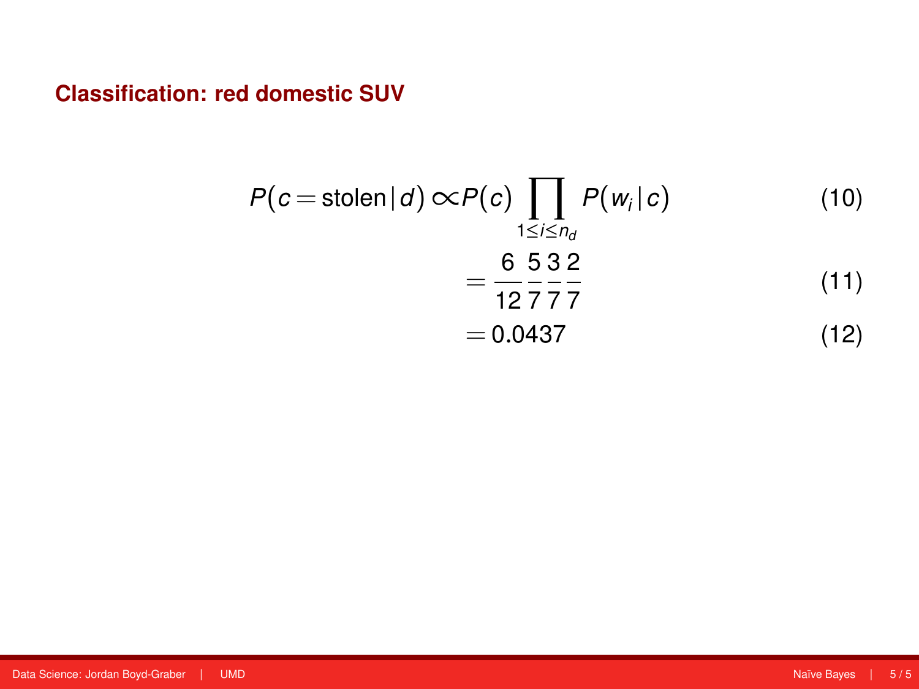## Classification: red domestic SUV

$$P(c = \text{stolen} \,|\, d) \propto P(c) \prod_{1 \leq i \leq n_d} P(w_i \,|\, c) \tag{10}$$

$$= \frac{6}{12} \frac{5}{7} \frac{3}{7} \frac{2}{7} \tag{11}$$

$$= 0.0437 \tag{12}$$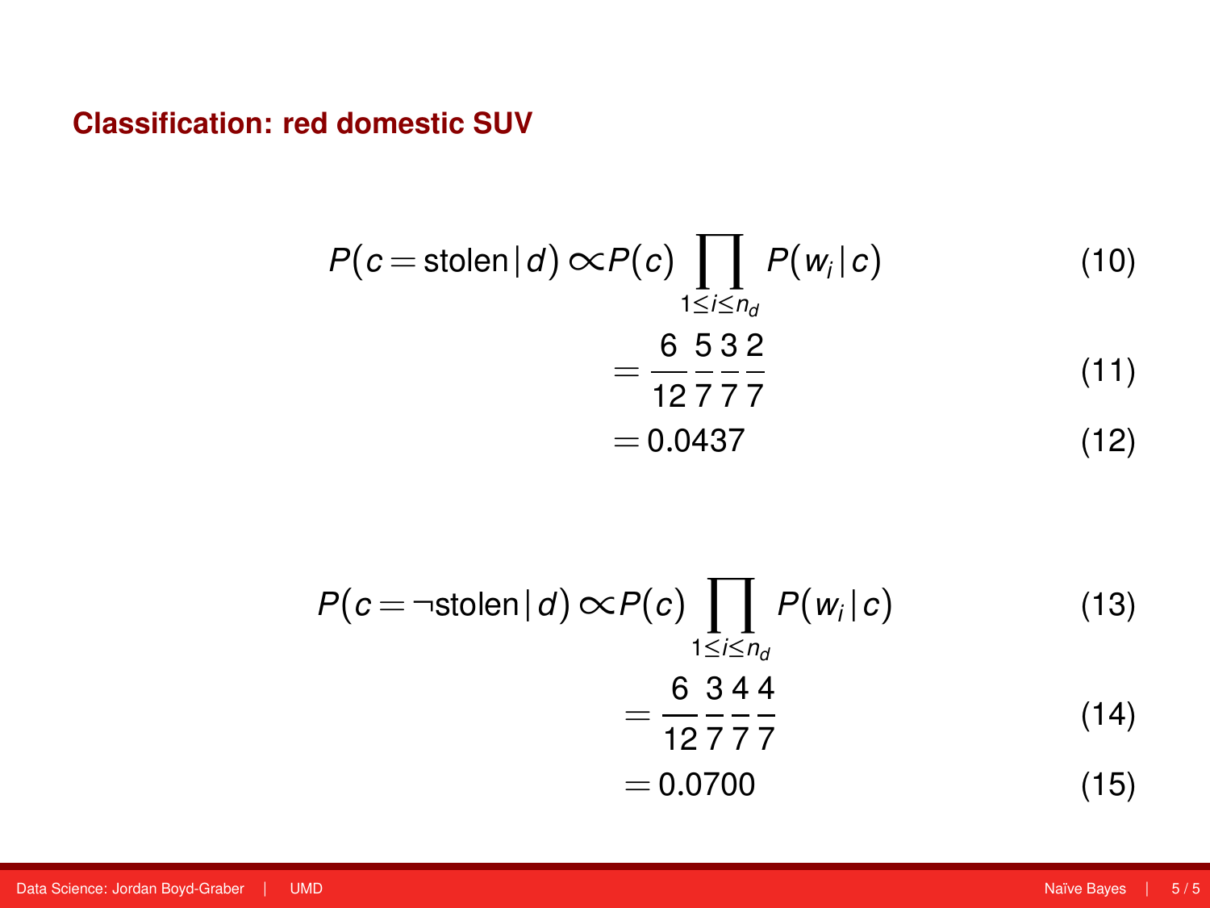**Classification: red domestic SUV**

$$
\begin{aligned}
P(c = \text{stolen} \mid d) &\propto P(c) \prod_{1 \leq i \leq n_d} P(w_i \mid c) && (10) \\
&= \frac{6}{12} \frac{5}{7} \frac{3}{7} \frac{2}{7} && (11) \\
&= 0.0437 && (12)
\end{aligned}
$$

$$
\begin{aligned}
P(c = \neg\text{stolen} \mid d) &\propto P(c) \prod_{1 \leq i \leq n_d} P(w_i \mid c) && (13) \\
&= \frac{6}{12} \frac{3}{7} \frac{4}{7} \frac{4}{7} && (14) \\
&= 0.0700 && (15)
\end{aligned}
$$